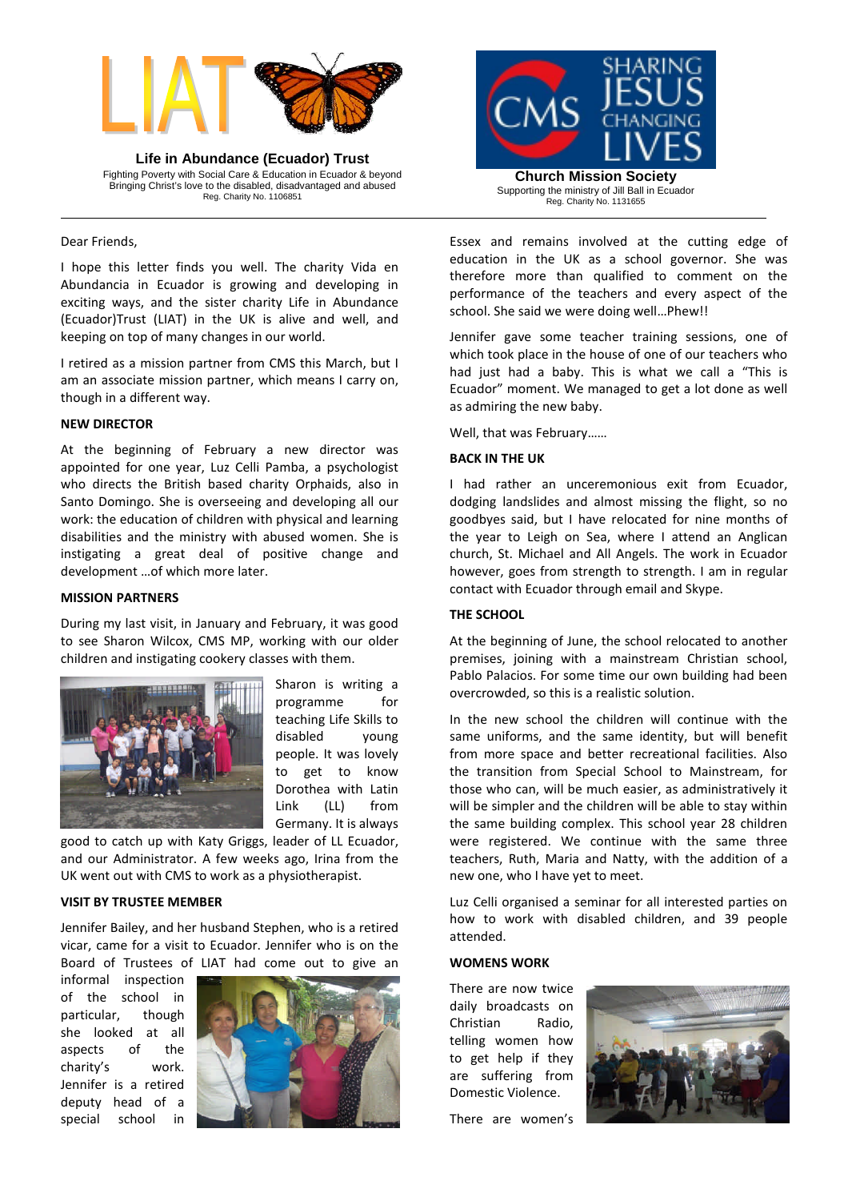**Life in Abundance (Ecuador) Trust**
Fighting Poverty with Social Care & Education in Ecuador & beyond
Bringing Christ's love to the disabled, disadvantaged and abused
Reg. Charity No. 1106851

**Church Mission Society**
Supporting the ministry of Jill Ball in Ecuador
Reg. Charity No. 1131655

---

Dear Friends,

I hope this letter finds you well. The charity Vida en Abundancia in Ecuador is growing and developing in exciting ways, and the sister charity Life in Abundance (Ecuador)Trust (LIAT) in the UK is alive and well, and keeping on top of many changes in our world.

I retired as a mission partner from CMS this March, but I am an associate mission partner, which means I carry on, though in a different way.

**NEW DIRECTOR**

At the beginning of February a new director was appointed for one year, Luz Celli Pamba, a psychologist who directs the British based charity Orphaids, also in Santo Domingo. She is overseeing and developing all our work: the education of children with physical and learning disabilities and the ministry with abused women. She is instigating a great deal of positive change and development …of which more later.

**MISSION PARTNERS**

During my last visit, in January and February, it was good to see Sharon Wilcox, CMS MP, working with our older children and instigating cookery classes with them.

Sharon is writing a programme for teaching Life Skills to disabled young people. It was lovely to get to know Dorothea with Latin Link (LL) from Germany. It is always good to catch up with Katy Griggs, leader of LL Ecuador, and our Administrator. A few weeks ago, Irina from the UK went out with CMS to work as a physiotherapist.

**VISIT BY TRUSTEE MEMBER**

Jennifer Bailey, and her husband Stephen, who is a retired vicar, came for a visit to Ecuador. Jennifer who is on the Board of Trustees of LIAT had come out to give an informal inspection of the school in particular, though she looked at all aspects of the charity's work. Jennifer is a retired deputy head of a special school in Essex and remains involved at the cutting edge of education in the UK as a school governor. She was therefore more than qualified to comment on the performance of the teachers and every aspect of the school. She said we were doing well…Phew!!

Jennifer gave some teacher training sessions, one of which took place in the house of one of our teachers who had just had a baby. This is what we call a "This is Ecuador" moment. We managed to get a lot done as well as admiring the new baby.

Well, that was February……

**BACK IN THE UK**

I had rather an unceremonious exit from Ecuador, dodging landslides and almost missing the flight, so no goodbyes said, but I have relocated for nine months of the year to Leigh on Sea, where I attend an Anglican church, St. Michael and All Angels. The work in Ecuador however, goes from strength to strength. I am in regular contact with Ecuador through email and Skype.

**THE SCHOOL**

At the beginning of June, the school relocated to another premises, joining with a mainstream Christian school, Pablo Palacios. For some time our own building had been overcrowded, so this is a realistic solution.

In the new school the children will continue with the same uniforms, and the same identity, but will benefit from more space and better recreational facilities. Also the transition from Special School to Mainstream, for those who can, will be much easier, as administratively it will be simpler and the children will be able to stay within the same building complex. This school year 28 children were registered. We continue with the same three teachers, Ruth, Maria and Natty, with the addition of a new one, who I have yet to meet.

Luz Celli organised a seminar for all interested parties on how to work with disabled children, and 39 people attended.

**WOMENS WORK**

There are now twice daily broadcasts on Christian Radio, telling women how to get help if they are suffering from Domestic Violence.

There are women's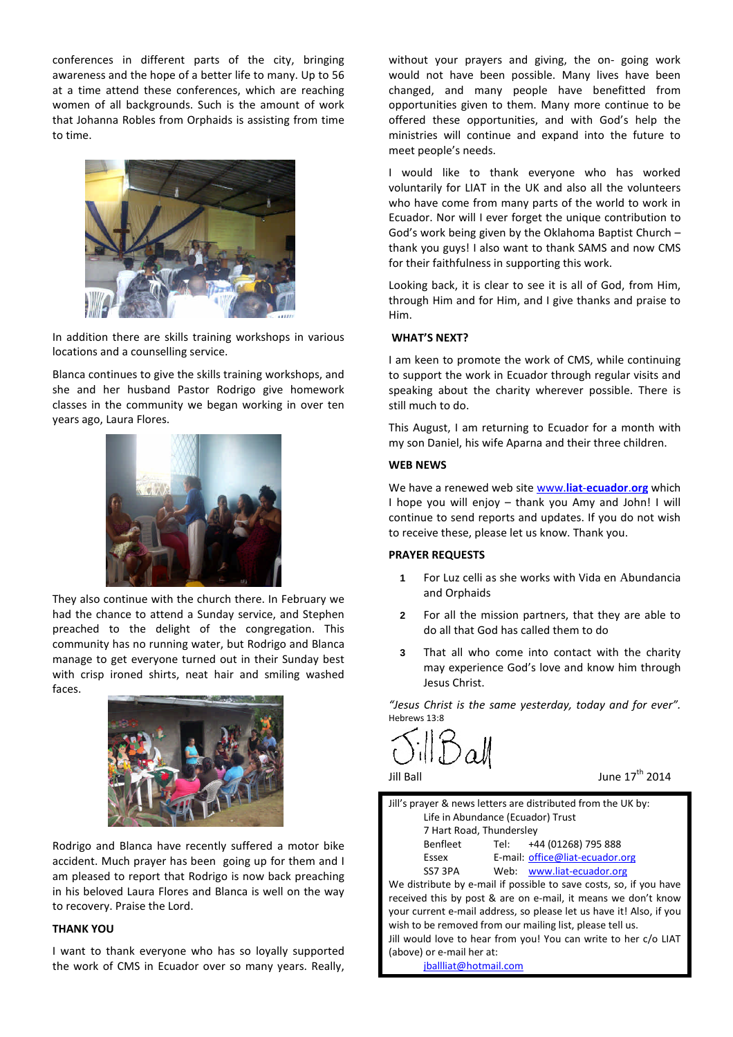conferences in different parts of the city, bringing awareness and the hope of a better life to many. Up to 56 at a time attend these conferences, which are reaching women of all backgrounds. Such is the amount of work that Johanna Robles from Orphaids is assisting from time to time.

In addition there are skills training workshops in various locations and a counselling service.

Blanca continues to give the skills training workshops, and she and her husband Pastor Rodrigo give homework classes in the community we began working in over ten years ago, Laura Flores.

They also continue with the church there. In February we had the chance to attend a Sunday service, and Stephen preached to the delight of the congregation. This community has no running water, but Rodrigo and Blanca manage to get everyone turned out in their Sunday best with crisp ironed shirts, neat hair and smiling washed faces.

Rodrigo and Blanca have recently suffered a motor bike accident. Much prayer has been going up for them and I am pleased to report that Rodrigo is now back preaching in his beloved Laura Flores and Blanca is well on the way to recovery. Praise the Lord.

**THANK YOU**

I want to thank everyone who has so loyally supported the work of CMS in Ecuador over so many years. Really, without your prayers and giving, the on- going work would not have been possible. Many lives have been changed, and many people have benefitted from opportunities given to them. Many more continue to be offered these opportunities, and with God's help the ministries will continue and expand into the future to meet people's needs.

I would like to thank everyone who has worked voluntarily for LIAT in the UK and also all the volunteers who have come from many parts of the world to work in Ecuador. Nor will I ever forget the unique contribution to God's work being given by the Oklahoma Baptist Church – thank you guys! I also want to thank SAMS and now CMS for their faithfulness in supporting this work.

Looking back, it is clear to see it is all of God, from Him, through Him and for Him, and I give thanks and praise to Him.

**WHAT'S NEXT?**

I am keen to promote the work of CMS, while continuing to support the work in Ecuador through regular visits and speaking about the charity wherever possible. There is still much to do.

This August, I am returning to Ecuador for a month with my son Daniel, his wife Aparna and their three children.

**WEB NEWS**

We have a renewed web site www.**liat-ecuador**.org which I hope you will enjoy – thank you Amy and John! I will continue to send reports and updates. If you do not wish to receive these, please let us know. Thank you.

**PRAYER REQUESTS**

1. For Luz celli as she works with Vida en Abundancia and Orphaids
2. For all the mission partners, that they are able to do all that God has called them to do
3. That all who come into contact with the charity may experience God's love and know him through Jesus Christ.

*"Jesus Christ is the same yesterday, today and for ever".* Hebrews 13:8

Jill Ball

Jill Ball — June 17th 2014

Jill's prayer & news letters are distributed from the UK by:

Life in Abundance (Ecuador) Trust
7 Hart Road, Thundersley
Benfleet — Tel: +44 (01268) 795 888
Essex — E-mail: office@liat-ecuador.org
SS7 3PA — Web: www.liat-ecuador.org

We distribute by e-mail if possible to save costs, so, if you have received this by post & are on e-mail, it means we don't know your current e-mail address, so please let us have it! Also, if you wish to be removed from our mailing list, please tell us.

Jill would love to hear from you! You can write to her c/o LIAT (above) or e-mail her at:

jballliat@hotmail.com